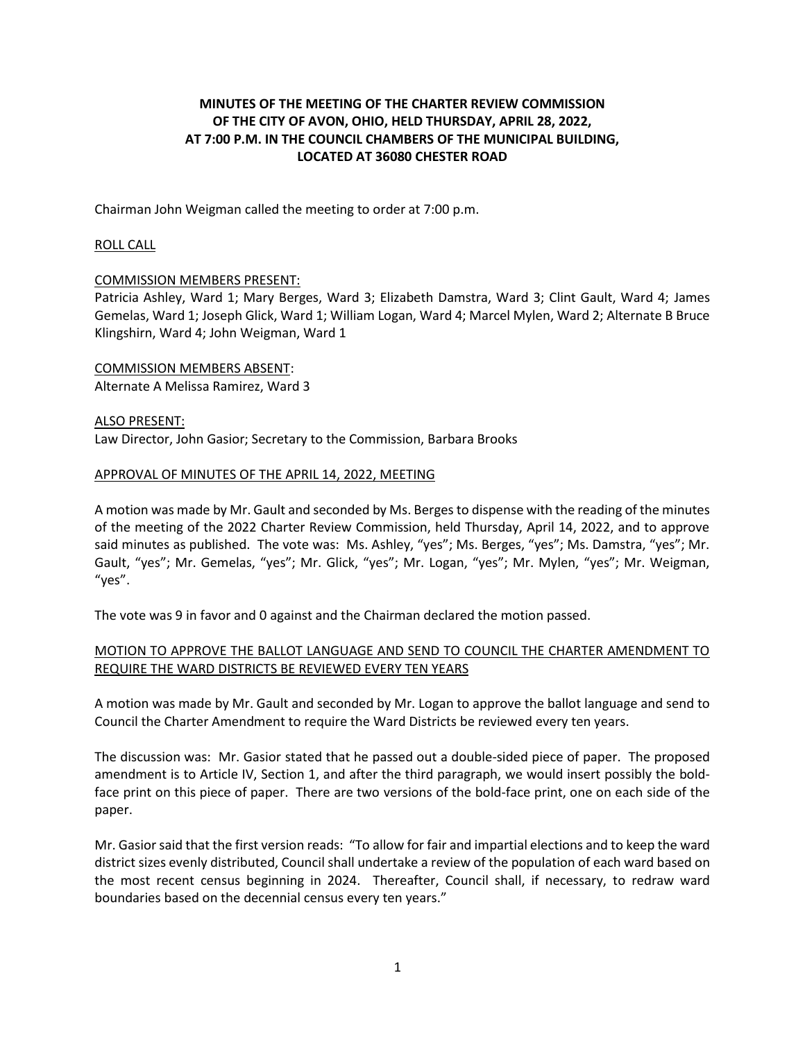**MINUTES OF THE MEETING OF THE CHARTER REVIEW COMMISSION OF THE CITY OF AVON, OHIO, HELD THURSDAY, APRIL 28, 2022, AT 7:00 P.M. IN THE COUNCIL CHAMBERS OF THE MUNICIPAL BUILDING, LOCATED AT 36080 CHESTER ROAD**

Chairman John Weigman called the meeting to order at 7:00 p.m.

ROLL CALL

COMMISSION MEMBERS PRESENT:
Patricia Ashley, Ward 1; Mary Berges, Ward 3; Elizabeth Damstra, Ward 3; Clint Gault, Ward 4; James Gemelas, Ward 1; Joseph Glick, Ward 1; William Logan, Ward 4; Marcel Mylen, Ward 2; Alternate B Bruce Klingshirn, Ward 4; John Weigman, Ward 1

COMMISSION MEMBERS ABSENT:
Alternate A Melissa Ramirez, Ward 3

ALSO PRESENT:
Law Director, John Gasior; Secretary to the Commission, Barbara Brooks

APPROVAL OF MINUTES OF THE APRIL 14, 2022, MEETING

A motion was made by Mr. Gault and seconded by Ms. Berges to dispense with the reading of the minutes of the meeting of the 2022 Charter Review Commission, held Thursday, April 14, 2022, and to approve said minutes as published. The vote was: Ms. Ashley, "yes"; Ms. Berges, "yes"; Ms. Damstra, "yes"; Mr. Gault, "yes"; Mr. Gemelas, "yes"; Mr. Glick, "yes"; Mr. Logan, "yes"; Mr. Mylen, "yes"; Mr. Weigman, "yes".

The vote was 9 in favor and 0 against and the Chairman declared the motion passed.

MOTION TO APPROVE THE BALLOT LANGUAGE AND SEND TO COUNCIL THE CHARTER AMENDMENT TO REQUIRE THE WARD DISTRICTS BE REVIEWED EVERY TEN YEARS

A motion was made by Mr. Gault and seconded by Mr. Logan to approve the ballot language and send to Council the Charter Amendment to require the Ward Districts be reviewed every ten years.

The discussion was: Mr. Gasior stated that he passed out a double-sided piece of paper. The proposed amendment is to Article IV, Section 1, and after the third paragraph, we would insert possibly the bold-face print on this piece of paper. There are two versions of the bold-face print, one on each side of the paper.

Mr. Gasior said that the first version reads: "To allow for fair and impartial elections and to keep the ward district sizes evenly distributed, Council shall undertake a review of the population of each ward based on the most recent census beginning in 2024. Thereafter, Council shall, if necessary, to redraw ward boundaries based on the decennial census every ten years."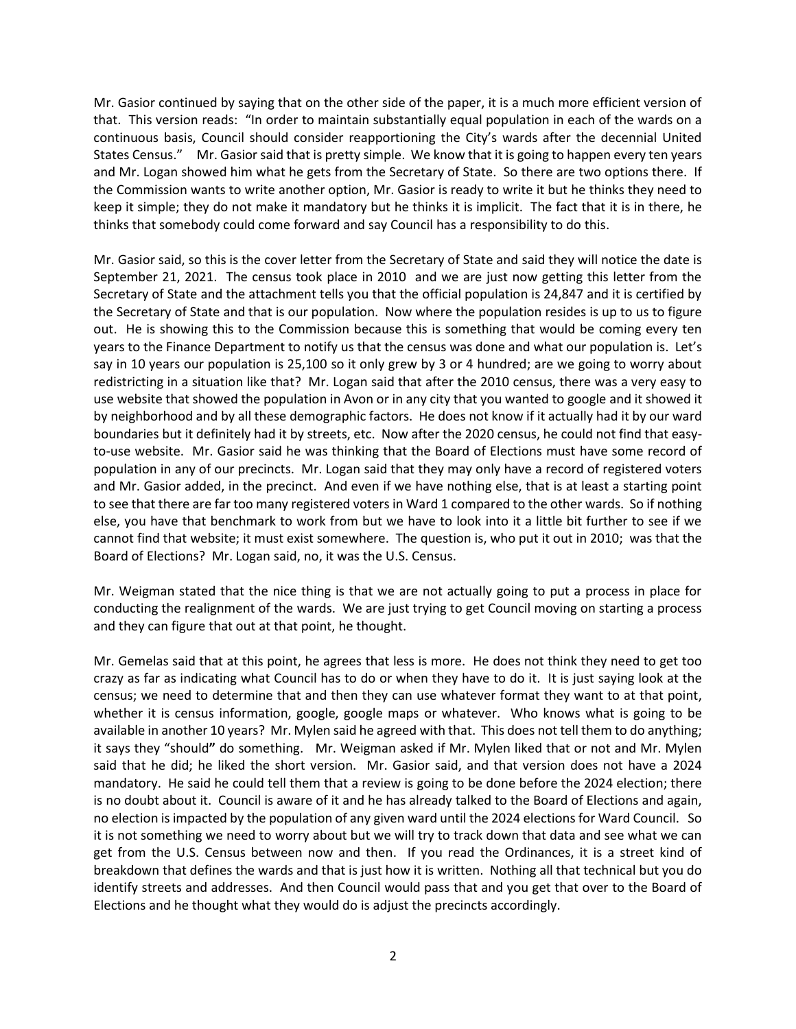Mr. Gasior continued by saying that on the other side of the paper, it is a much more efficient version of that. This version reads: "In order to maintain substantially equal population in each of the wards on a continuous basis, Council should consider reapportioning the City's wards after the decennial United States Census." Mr. Gasior said that is pretty simple. We know that it is going to happen every ten years and Mr. Logan showed him what he gets from the Secretary of State. So there are two options there. If the Commission wants to write another option, Mr. Gasior is ready to write it but he thinks they need to keep it simple; they do not make it mandatory but he thinks it is implicit. The fact that it is in there, he thinks that somebody could come forward and say Council has a responsibility to do this.

Mr. Gasior said, so this is the cover letter from the Secretary of State and said they will notice the date is September 21, 2021. The census took place in 2010 and we are just now getting this letter from the Secretary of State and the attachment tells you that the official population is 24,847 and it is certified by the Secretary of State and that is our population. Now where the population resides is up to us to figure out. He is showing this to the Commission because this is something that would be coming every ten years to the Finance Department to notify us that the census was done and what our population is. Let's say in 10 years our population is 25,100 so it only grew by 3 or 4 hundred; are we going to worry about redistricting in a situation like that? Mr. Logan said that after the 2010 census, there was a very easy to use website that showed the population in Avon or in any city that you wanted to google and it showed it by neighborhood and by all these demographic factors. He does not know if it actually had it by our ward boundaries but it definitely had it by streets, etc. Now after the 2020 census, he could not find that easy-to-use website. Mr. Gasior said he was thinking that the Board of Elections must have some record of population in any of our precincts. Mr. Logan said that they may only have a record of registered voters and Mr. Gasior added, in the precinct. And even if we have nothing else, that is at least a starting point to see that there are far too many registered voters in Ward 1 compared to the other wards. So if nothing else, you have that benchmark to work from but we have to look into it a little bit further to see if we cannot find that website; it must exist somewhere. The question is, who put it out in 2010; was that the Board of Elections? Mr. Logan said, no, it was the U.S. Census.

Mr. Weigman stated that the nice thing is that we are not actually going to put a process in place for conducting the realignment of the wards. We are just trying to get Council moving on starting a process and they can figure that out at that point, he thought.

Mr. Gemelas said that at this point, he agrees that less is more. He does not think they need to get too crazy as far as indicating what Council has to do or when they have to do it. It is just saying look at the census; we need to determine that and then they can use whatever format they want to at that point, whether it is census information, google, google maps or whatever. Who knows what is going to be available in another 10 years? Mr. Mylen said he agreed with that. This does not tell them to do anything; it says they "should**"** do something. Mr. Weigman asked if Mr. Mylen liked that or not and Mr. Mylen said that he did; he liked the short version. Mr. Gasior said, and that version does not have a 2024 mandatory. He said he could tell them that a review is going to be done before the 2024 election; there is no doubt about it. Council is aware of it and he has already talked to the Board of Elections and again, no election is impacted by the population of any given ward until the 2024 elections for Ward Council. So it is not something we need to worry about but we will try to track down that data and see what we can get from the U.S. Census between now and then. If you read the Ordinances, it is a street kind of breakdown that defines the wards and that is just how it is written. Nothing all that technical but you do identify streets and addresses. And then Council would pass that and you get that over to the Board of Elections and he thought what they would do is adjust the precincts accordingly.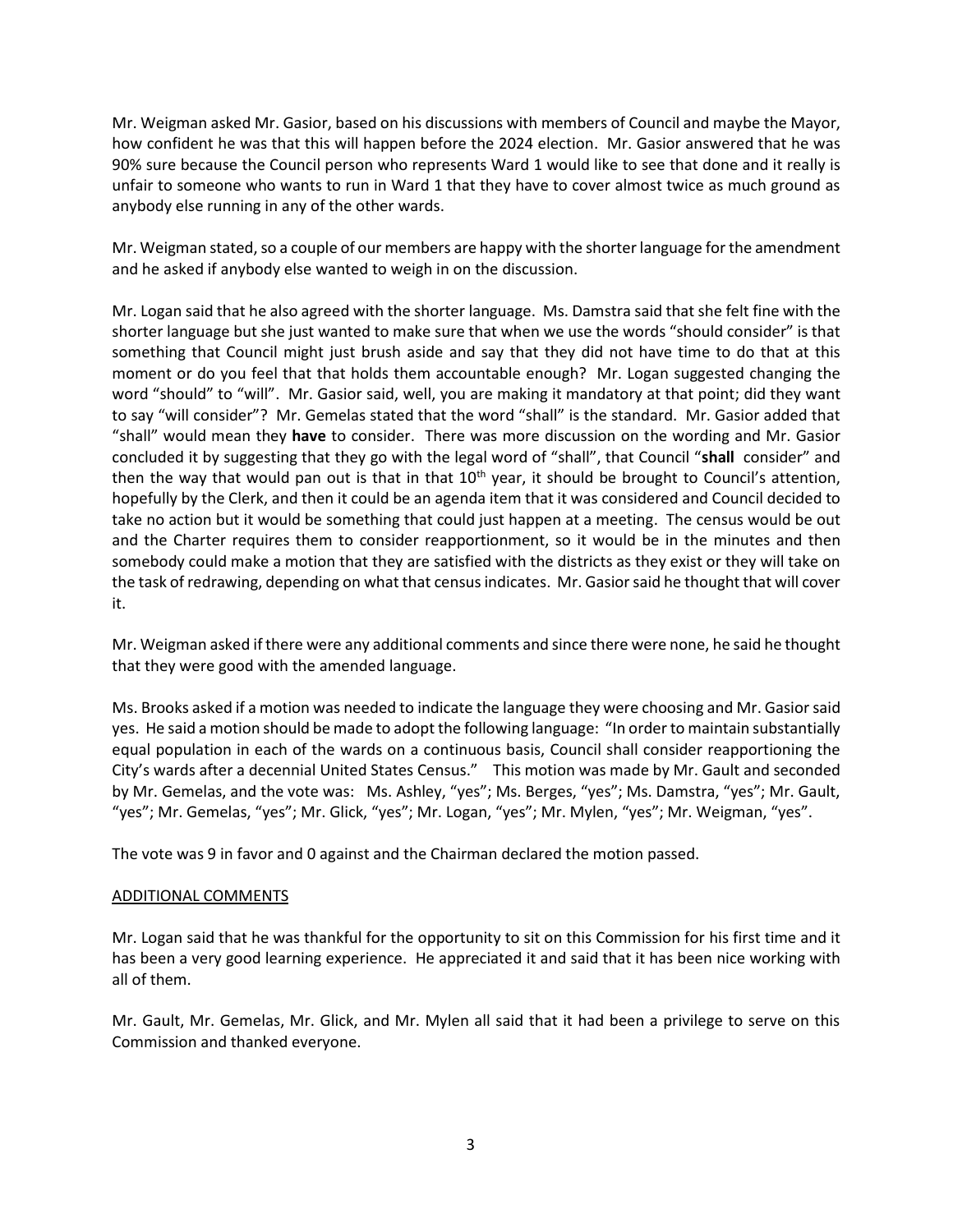Mr. Weigman asked Mr. Gasior, based on his discussions with members of Council and maybe the Mayor, how confident he was that this will happen before the 2024 election. Mr. Gasior answered that he was 90% sure because the Council person who represents Ward 1 would like to see that done and it really is unfair to someone who wants to run in Ward 1 that they have to cover almost twice as much ground as anybody else running in any of the other wards.

Mr. Weigman stated, so a couple of our members are happy with the shorter language for the amendment and he asked if anybody else wanted to weigh in on the discussion.

Mr. Logan said that he also agreed with the shorter language. Ms. Damstra said that she felt fine with the shorter language but she just wanted to make sure that when we use the words "should consider" is that something that Council might just brush aside and say that they did not have time to do that at this moment or do you feel that that holds them accountable enough? Mr. Logan suggested changing the word "should" to "will". Mr. Gasior said, well, you are making it mandatory at that point; did they want to say "will consider"? Mr. Gemelas stated that the word "shall" is the standard. Mr. Gasior added that "shall" would mean they **have** to consider. There was more discussion on the wording and Mr. Gasior concluded it by suggesting that they go with the legal word of "shall", that Council "**shall** consider" and then the way that would pan out is that in that 10th year, it should be brought to Council's attention, hopefully by the Clerk, and then it could be an agenda item that it was considered and Council decided to take no action but it would be something that could just happen at a meeting. The census would be out and the Charter requires them to consider reapportionment, so it would be in the minutes and then somebody could make a motion that they are satisfied with the districts as they exist or they will take on the task of redrawing, depending on what that census indicates. Mr. Gasior said he thought that will cover it.

Mr. Weigman asked if there were any additional comments and since there were none, he said he thought that they were good with the amended language.

Ms. Brooks asked if a motion was needed to indicate the language they were choosing and Mr. Gasior said yes. He said a motion should be made to adopt the following language: "In order to maintain substantially equal population in each of the wards on a continuous basis, Council shall consider reapportioning the City's wards after a decennial United States Census." This motion was made by Mr. Gault and seconded by Mr. Gemelas, and the vote was: Ms. Ashley, "yes"; Ms. Berges, "yes"; Ms. Damstra, "yes"; Mr. Gault, "yes"; Mr. Gemelas, "yes"; Mr. Glick, "yes"; Mr. Logan, "yes"; Mr. Mylen, "yes"; Mr. Weigman, "yes".

The vote was 9 in favor and 0 against and the Chairman declared the motion passed.

## ADDITIONAL COMMENTS

Mr. Logan said that he was thankful for the opportunity to sit on this Commission for his first time and it has been a very good learning experience. He appreciated it and said that it has been nice working with all of them.

Mr. Gault, Mr. Gemelas, Mr. Glick, and Mr. Mylen all said that it had been a privilege to serve on this Commission and thanked everyone.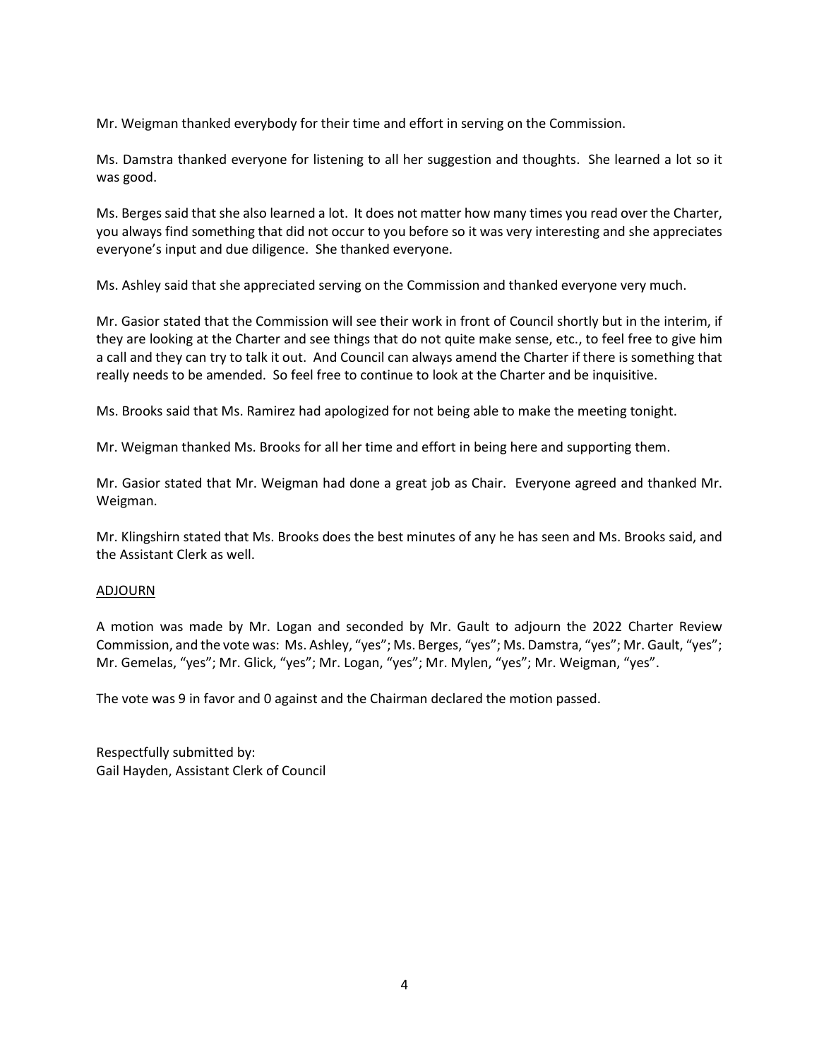Mr. Weigman thanked everybody for their time and effort in serving on the Commission.

Ms. Damstra thanked everyone for listening to all her suggestion and thoughts. She learned a lot so it was good.

Ms. Berges said that she also learned a lot. It does not matter how many times you read over the Charter, you always find something that did not occur to you before so it was very interesting and she appreciates everyone's input and due diligence. She thanked everyone.

Ms. Ashley said that she appreciated serving on the Commission and thanked everyone very much.

Mr. Gasior stated that the Commission will see their work in front of Council shortly but in the interim, if they are looking at the Charter and see things that do not quite make sense, etc., to feel free to give him a call and they can try to talk it out. And Council can always amend the Charter if there is something that really needs to be amended. So feel free to continue to look at the Charter and be inquisitive.

Ms. Brooks said that Ms. Ramirez had apologized for not being able to make the meeting tonight.

Mr. Weigman thanked Ms. Brooks for all her time and effort in being here and supporting them.

Mr. Gasior stated that Mr. Weigman had done a great job as Chair. Everyone agreed and thanked Mr. Weigman.

Mr. Klingshirn stated that Ms. Brooks does the best minutes of any he has seen and Ms. Brooks said, and the Assistant Clerk as well.

ADJOURN

A motion was made by Mr. Logan and seconded by Mr. Gault to adjourn the 2022 Charter Review Commission, and the vote was: Ms. Ashley, "yes"; Ms. Berges, "yes"; Ms. Damstra, "yes"; Mr. Gault, "yes"; Mr. Gemelas, "yes"; Mr. Glick, "yes"; Mr. Logan, "yes"; Mr. Mylen, "yes"; Mr. Weigman, "yes".

The vote was 9 in favor and 0 against and the Chairman declared the motion passed.

Respectfully submitted by:
Gail Hayden, Assistant Clerk of Council